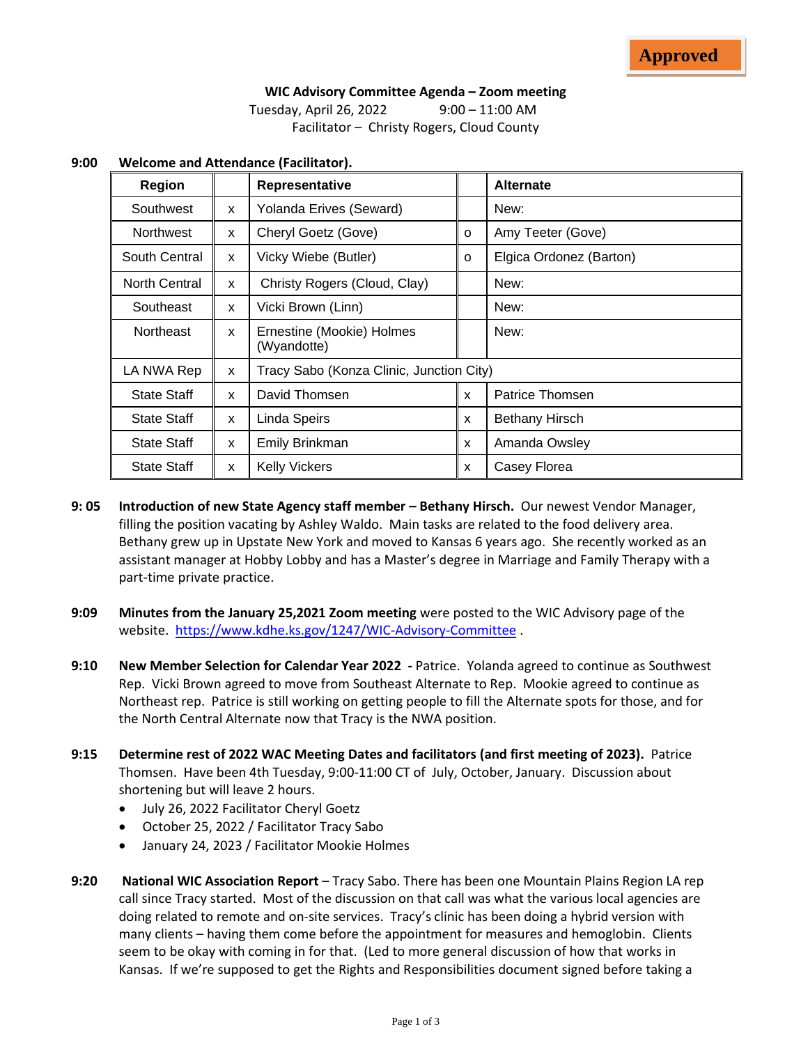**Approved**

**WIC Advisory Committee Agenda – Zoom meeting**

Tuesday, April 26, 2022 9:00 – 11:00 AM

Facilitator – Christy Rogers, Cloud County

**9:00 Welcome and Attendance (Facilitator).**

| Region | | Representative | | Alternate |
|---|---|---|---|---|
| Southwest | x | Yolanda Erives (Seward) | | New: |
| Northwest | x | Cheryl Goetz (Gove) | o | Amy Teeter (Gove) |
| South Central | x | Vicky Wiebe (Butler) | o | Elgica Ordonez (Barton) |
| North Central | x | Christy Rogers (Cloud, Clay) | | New: |
| Southeast | x | Vicki Brown (Linn) | | New: |
| Northeast | x | Ernestine (Mookie) Holmes (Wyandotte) | | New: |
| LA NWA Rep | x | Tracy Sabo (Konza Clinic, Junction City) | | |
| State Staff | x | David Thomsen | x | Patrice Thomsen |
| State Staff | x | Linda Speirs | x | Bethany Hirsch |
| State Staff | x | Emily Brinkman | x | Amanda Owsley |
| State Staff | x | Kelly Vickers | x | Casey Florea |

**9: 05 Introduction of new State Agency staff member – Bethany Hirsch.** Our newest Vendor Manager, filling the position vacating by Ashley Waldo. Main tasks are related to the food delivery area. Bethany grew up in Upstate New York and moved to Kansas 6 years ago. She recently worked as an assistant manager at Hobby Lobby and has a Master's degree in Marriage and Family Therapy with a part-time private practice.

**9:09 Minutes from the January 25,2021 Zoom meeting** were posted to the WIC Advisory page of the website. https://www.kdhe.ks.gov/1247/WIC-Advisory-Committee .

**9:10 New Member Selection for Calendar Year 2022 -** Patrice. Yolanda agreed to continue as Southwest Rep. Vicki Brown agreed to move from Southeast Alternate to Rep. Mookie agreed to continue as Northeast rep. Patrice is still working on getting people to fill the Alternate spots for those, and for the North Central Alternate now that Tracy is the NWA position.

**9:15 Determine rest of 2022 WAC Meeting Dates and facilitators (and first meeting of 2023).** Patrice Thomsen. Have been 4th Tuesday, 9:00-11:00 CT of July, October, January. Discussion about shortening but will leave 2 hours.

- July 26, 2022 Facilitator Cheryl Goetz
- October 25, 2022 / Facilitator Tracy Sabo
- January 24, 2023 / Facilitator Mookie Holmes

**9:20 National WIC Association Report** – Tracy Sabo. There has been one Mountain Plains Region LA rep call since Tracy started. Most of the discussion on that call was what the various local agencies are doing related to remote and on-site services. Tracy's clinic has been doing a hybrid version with many clients – having them come before the appointment for measures and hemoglobin. Clients seem to be okay with coming in for that. (Led to more general discussion of how that works in Kansas. If we're supposed to get the Rights and Responsibilities document signed before taking a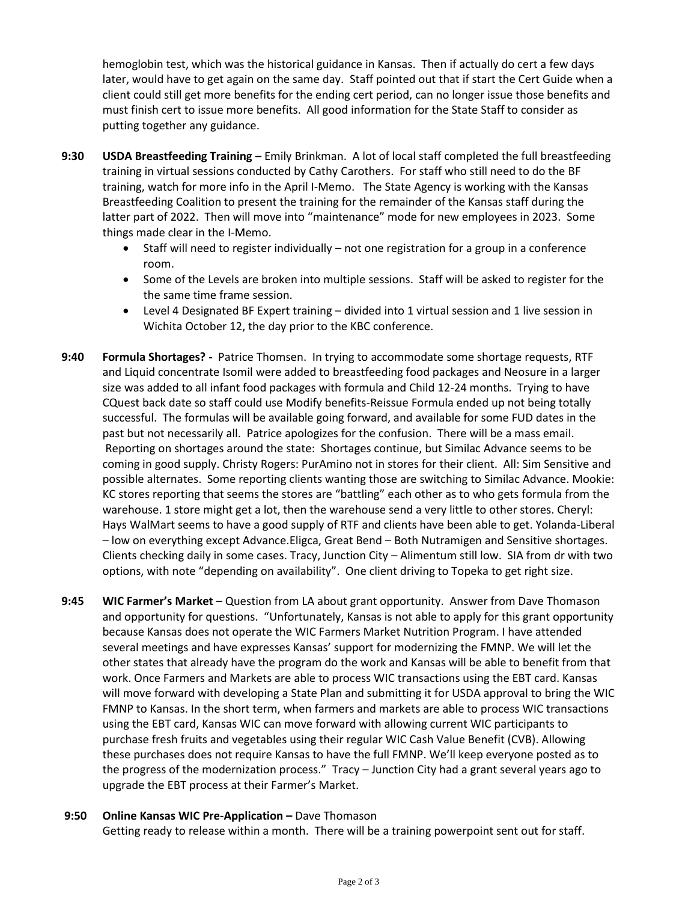hemoglobin test, which was the historical guidance in Kansas. Then if actually do cert a few days later, would have to get again on the same day. Staff pointed out that if start the Cert Guide when a client could still get more benefits for the ending cert period, can no longer issue those benefits and must finish cert to issue more benefits. All good information for the State Staff to consider as putting together any guidance.

**9:30 USDA Breastfeeding Training –** Emily Brinkman. A lot of local staff completed the full breastfeeding training in virtual sessions conducted by Cathy Carothers. For staff who still need to do the BF training, watch for more info in the April I-Memo. The State Agency is working with the Kansas Breastfeeding Coalition to present the training for the remainder of the Kansas staff during the latter part of 2022. Then will move into "maintenance" mode for new employees in 2023. Some things made clear in the I-Memo.

- Staff will need to register individually – not one registration for a group in a conference room.
- Some of the Levels are broken into multiple sessions. Staff will be asked to register for the the same time frame session.
- Level 4 Designated BF Expert training – divided into 1 virtual session and 1 live session in Wichita October 12, the day prior to the KBC conference.

**9:40 Formula Shortages? -** Patrice Thomsen. In trying to accommodate some shortage requests, RTF and Liquid concentrate Isomil were added to breastfeeding food packages and Neosure in a larger size was added to all infant food packages with formula and Child 12-24 months. Trying to have CQuest back date so staff could use Modify benefits-Reissue Formula ended up not being totally successful. The formulas will be available going forward, and available for some FUD dates in the past but not necessarily all. Patrice apologizes for the confusion. There will be a mass email. Reporting on shortages around the state: Shortages continue, but Similac Advance seems to be coming in good supply. Christy Rogers: PurAmino not in stores for their client. All: Sim Sensitive and possible alternates. Some reporting clients wanting those are switching to Similac Advance. Mookie: KC stores reporting that seems the stores are "battling" each other as to who gets formula from the warehouse. 1 store might get a lot, then the warehouse send a very little to other stores. Cheryl: Hays WalMart seems to have a good supply of RTF and clients have been able to get. Yolanda-Liberal – low on everything except Advance.Eligca, Great Bend – Both Nutramigen and Sensitive shortages. Clients checking daily in some cases. Tracy, Junction City – Alimentum still low. SIA from dr with two options, with note "depending on availability". One client driving to Topeka to get right size.

**9:45 WIC Farmer's Market** – Question from LA about grant opportunity. Answer from Dave Thomason and opportunity for questions. "Unfortunately, Kansas is not able to apply for this grant opportunity because Kansas does not operate the WIC Farmers Market Nutrition Program. I have attended several meetings and have expresses Kansas' support for modernizing the FMNP. We will let the other states that already have the program do the work and Kansas will be able to benefit from that work. Once Farmers and Markets are able to process WIC transactions using the EBT card. Kansas will move forward with developing a State Plan and submitting it for USDA approval to bring the WIC FMNP to Kansas. In the short term, when farmers and markets are able to process WIC transactions using the EBT card, Kansas WIC can move forward with allowing current WIC participants to purchase fresh fruits and vegetables using their regular WIC Cash Value Benefit (CVB). Allowing these purchases does not require Kansas to have the full FMNP. We'll keep everyone posted as to the progress of the modernization process." Tracy – Junction City had a grant several years ago to upgrade the EBT process at their Farmer's Market.

**9:50 Online Kansas WIC Pre-Application –** Dave Thomason
Getting ready to release within a month. There will be a training powerpoint sent out for staff.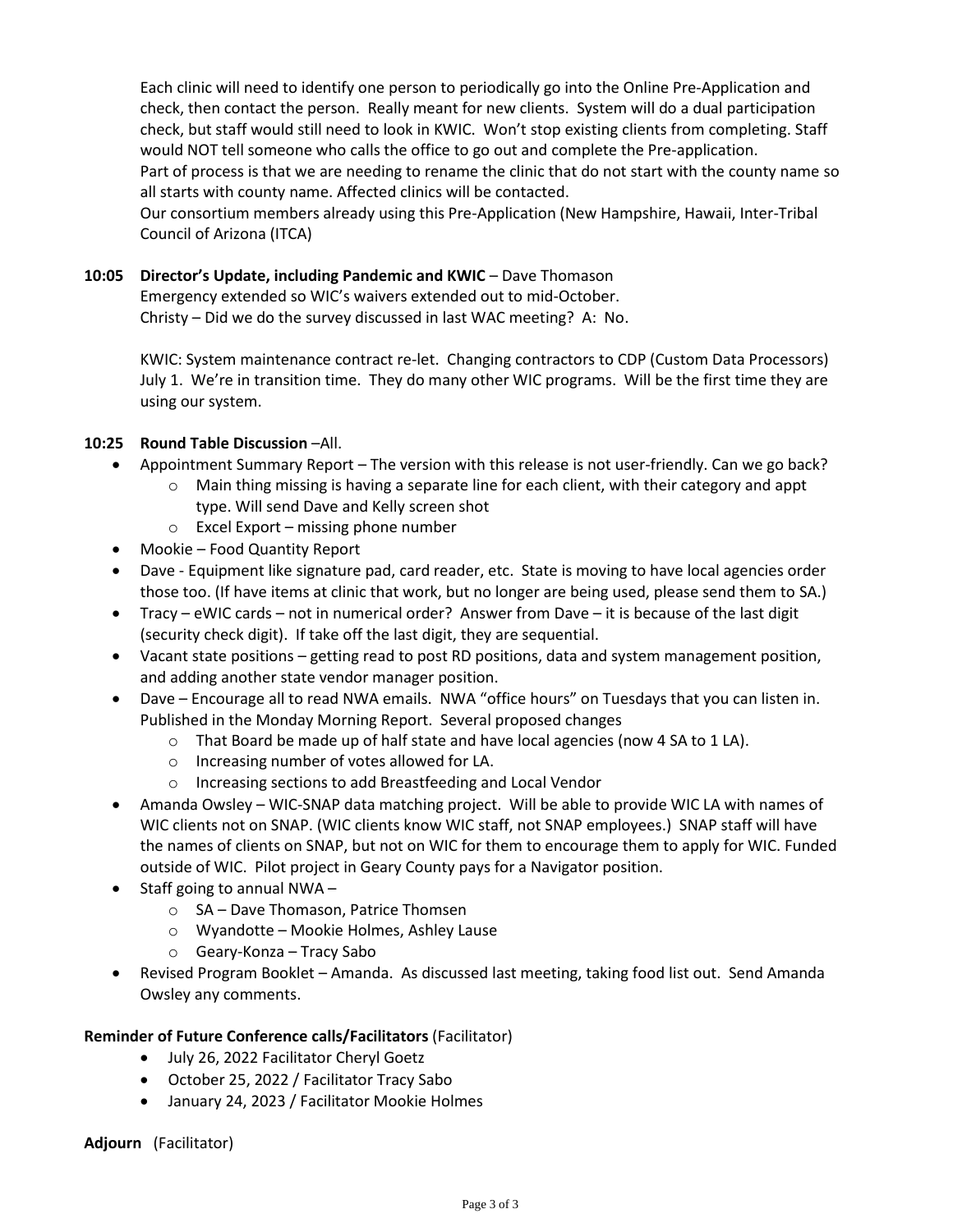Each clinic will need to identify one person to periodically go into the Online Pre-Application and check, then contact the person. Really meant for new clients. System will do a dual participation check, but staff would still need to look in KWIC. Won't stop existing clients from completing. Staff would NOT tell someone who calls the office to go out and complete the Pre-application.
Part of process is that we are needing to rename the clinic that do not start with the county name so all starts with county name. Affected clinics will be contacted.
Our consortium members already using this Pre-Application (New Hampshire, Hawaii, Inter-Tribal Council of Arizona (ITCA)

**10:05 Director's Update, including Pandemic and KWIC** – Dave Thomason
Emergency extended so WIC's waivers extended out to mid-October.
Christy – Did we do the survey discussed in last WAC meeting? A: No.

KWIC: System maintenance contract re-let. Changing contractors to CDP (Custom Data Processors) July 1. We're in transition time. They do many other WIC programs. Will be the first time they are using our system.

**10:25 Round Table Discussion** –All.

- Appointment Summary Report – The version with this release is not user-friendly. Can we go back?
  - Main thing missing is having a separate line for each client, with their category and appt type. Will send Dave and Kelly screen shot
  - Excel Export – missing phone number
- Mookie – Food Quantity Report
- Dave - Equipment like signature pad, card reader, etc. State is moving to have local agencies order those too. (If have items at clinic that work, but no longer are being used, please send them to SA.)
- Tracy – eWIC cards – not in numerical order? Answer from Dave – it is because of the last digit (security check digit). If take off the last digit, they are sequential.
- Vacant state positions – getting read to post RD positions, data and system management position, and adding another state vendor manager position.
- Dave – Encourage all to read NWA emails. NWA "office hours" on Tuesdays that you can listen in. Published in the Monday Morning Report. Several proposed changes
  - That Board be made up of half state and have local agencies (now 4 SA to 1 LA).
  - Increasing number of votes allowed for LA.
  - Increasing sections to add Breastfeeding and Local Vendor
- Amanda Owsley – WIC-SNAP data matching project. Will be able to provide WIC LA with names of WIC clients not on SNAP. (WIC clients know WIC staff, not SNAP employees.) SNAP staff will have the names of clients on SNAP, but not on WIC for them to encourage them to apply for WIC. Funded outside of WIC. Pilot project in Geary County pays for a Navigator position.
- Staff going to annual NWA –
  - SA – Dave Thomason, Patrice Thomsen
  - Wyandotte – Mookie Holmes, Ashley Lause
  - Geary-Konza – Tracy Sabo
- Revised Program Booklet – Amanda. As discussed last meeting, taking food list out. Send Amanda Owsley any comments.

**Reminder of Future Conference calls/Facilitators** (Facilitator)

- July 26, 2022 Facilitator Cheryl Goetz
- October 25, 2022 / Facilitator Tracy Sabo
- January 24, 2023 / Facilitator Mookie Holmes

**Adjourn** (Facilitator)